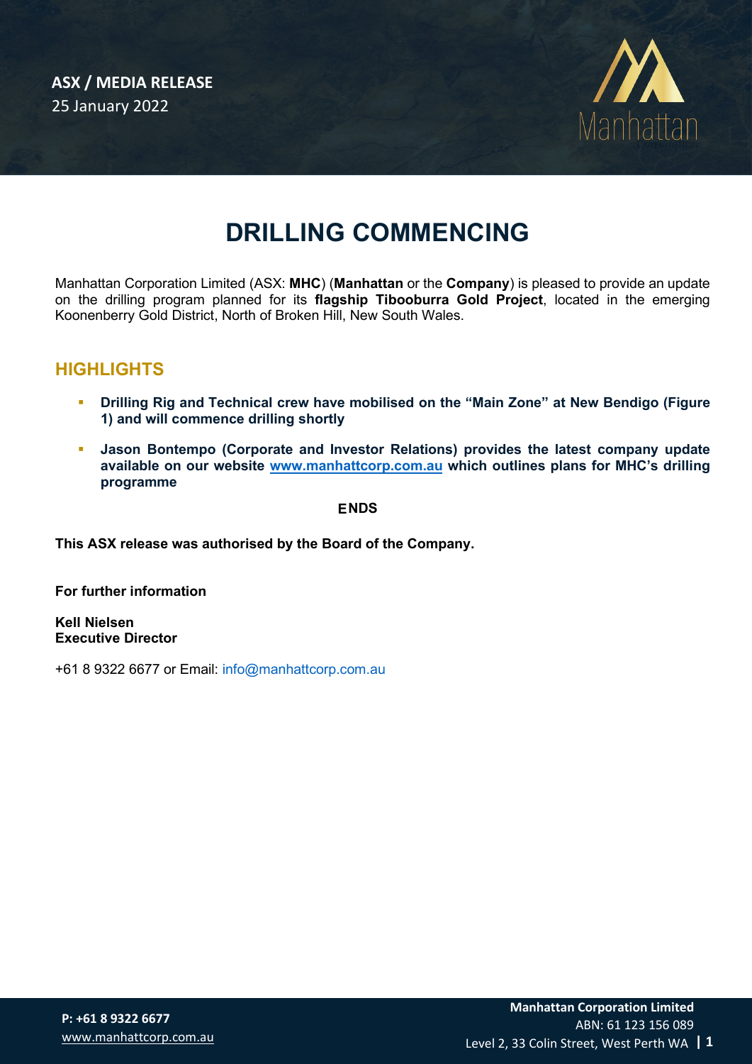**ASX / MEDIA RELEASE**
25 January 2022

# DRILLING COMMENCING

Manhattan Corporation Limited (ASX: **MHC**) (**Manhattan** or the **Company**) is pleased to provide an update on the drilling program planned for its **flagship Tibooburra Gold Project**, located in the emerging Koonenberry Gold District, North of Broken Hill, New South Wales.

## HIGHLIGHTS

- **Drilling Rig and Technical crew have mobilised on the "Main Zone" at New Bendigo (Figure 1) and will commence drilling shortly**
- **Jason Bontempo (Corporate and Investor Relations) provides the latest company update available on our website www.manhattcorp.com.au which outlines plans for MHC's drilling programme**

**ENDS**

**This ASX release was authorised by the Board of the Company.**

**For further information**

**Kell Nielsen**
**Executive Director**

+61 8 9322 6677 or Email: info@manhattcorp.com.au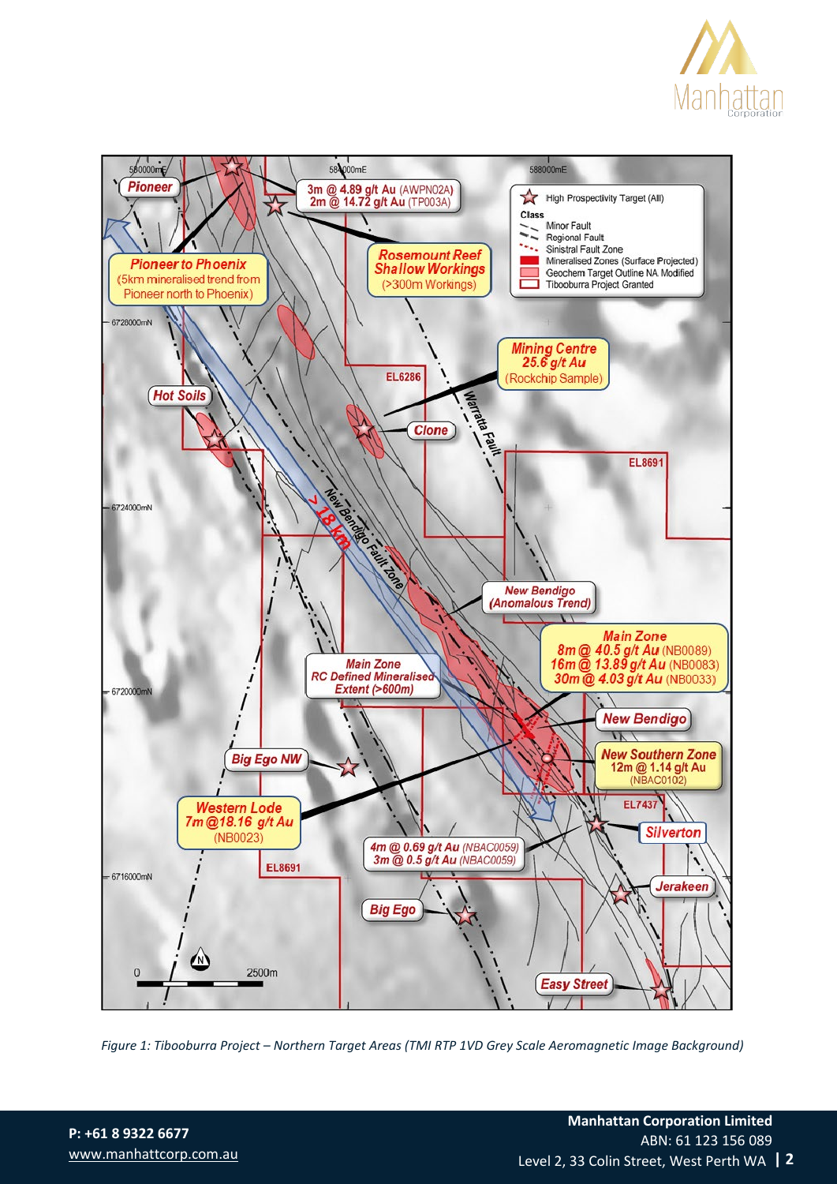*Figure 1: Tibooburra Project – Northern Target Areas (TMI RTP 1VD Grey Scale Aeromagnetic Image Background)*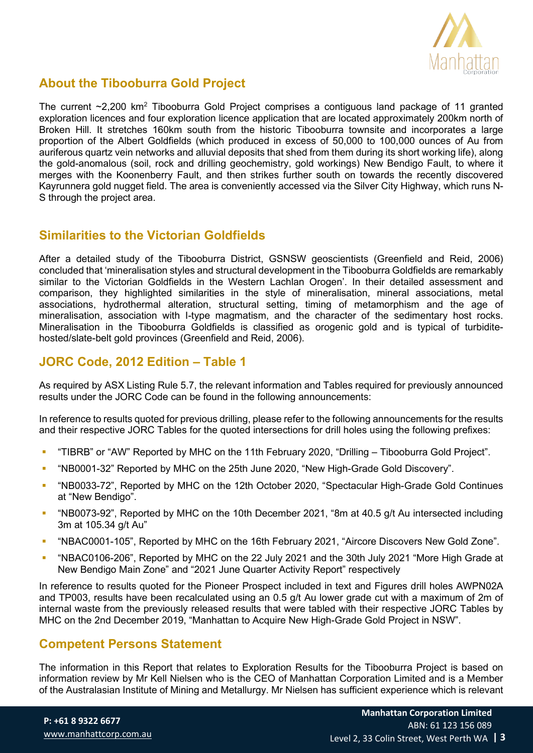## About the Tibooburra Gold Project

The current ~2,200 km$^2$ Tibooburra Gold Project comprises a contiguous land package of 11 granted exploration licences and four exploration licence application that are located approximately 200km north of Broken Hill. It stretches 160km south from the historic Tibooburra townsite and incorporates a large proportion of the Albert Goldfields (which produced in excess of 50,000 to 100,000 ounces of Au from auriferous quartz vein networks and alluvial deposits that shed from them during its short working life), along the gold-anomalous (soil, rock and drilling geochemistry, gold workings) New Bendigo Fault, to where it merges with the Koonenberry Fault, and then strikes further south on towards the recently discovered Kayrunnera gold nugget field. The area is conveniently accessed via the Silver City Highway, which runs N-S through the project area.

## Similarities to the Victorian Goldfields

After a detailed study of the Tibooburra District, GSNSW geoscientists (Greenfield and Reid, 2006) concluded that 'mineralisation styles and structural development in the Tibooburra Goldfields are remarkably similar to the Victorian Goldfields in the Western Lachlan Orogen'. In their detailed assessment and comparison, they highlighted similarities in the style of mineralisation, mineral associations, metal associations, hydrothermal alteration, structural setting, timing of metamorphism and the age of mineralisation, association with I-type magmatism, and the character of the sedimentary host rocks. Mineralisation in the Tibooburra Goldfields is classified as orogenic gold and is typical of turbidite-hosted/slate-belt gold provinces (Greenfield and Reid, 2006).

## JORC Code, 2012 Edition – Table 1

As required by ASX Listing Rule 5.7, the relevant information and Tables required for previously announced results under the JORC Code can be found in the following announcements:

In reference to results quoted for previous drilling, please refer to the following announcements for the results and their respective JORC Tables for the quoted intersections for drill holes using the following prefixes:

- "TIBRB" or "AW" Reported by MHC on the 11th February 2020, "Drilling – Tibooburra Gold Project".
- "NB0001-32" Reported by MHC on the 25th June 2020, "New High-Grade Gold Discovery".
- "NB0033-72", Reported by MHC on the 12th October 2020, "Spectacular High-Grade Gold Continues at "New Bendigo".
- "NB0073-92", Reported by MHC on the 10th December 2021, "8m at 40.5 g/t Au intersected including 3m at 105.34 g/t Au"
- "NBAC0001-105", Reported by MHC on the 16th February 2021, "Aircore Discovers New Gold Zone".
- "NBAC0106-206", Reported by MHC on the 22 July 2021 and the 30th July 2021 "More High Grade at New Bendigo Main Zone" and "2021 June Quarter Activity Report" respectively

In reference to results quoted for the Pioneer Prospect included in text and Figures drill holes AWPN02A and TP003, results have been recalculated using an 0.5 g/t Au lower grade cut with a maximum of 2m of internal waste from the previously released results that were tabled with their respective JORC Tables by MHC on the 2nd December 2019, "Manhattan to Acquire New High-Grade Gold Project in NSW".

## Competent Persons Statement

The information in this Report that relates to Exploration Results for the Tibooburra Project is based on information review by Mr Kell Nielsen who is the CEO of Manhattan Corporation Limited and is a Member of the Australasian Institute of Mining and Metallurgy. Mr Nielsen has sufficient experience which is relevant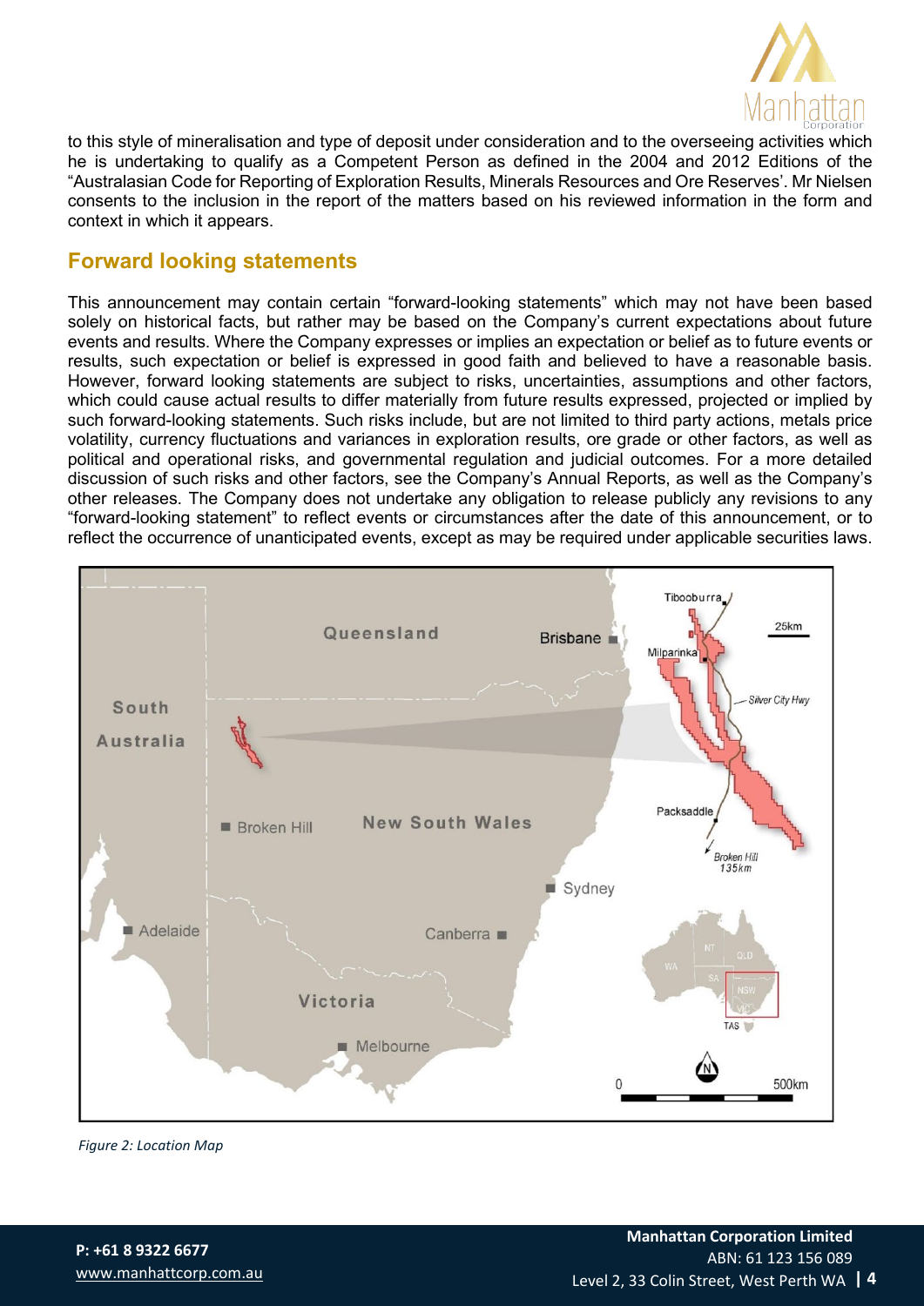to this style of mineralisation and type of deposit under consideration and to the overseeing activities which he is undertaking to qualify as a Competent Person as defined in the 2004 and 2012 Editions of the "Australasian Code for Reporting of Exploration Results, Minerals Resources and Ore Reserves'. Mr Nielsen consents to the inclusion in the report of the matters based on his reviewed information in the form and context in which it appears.

## Forward looking statements

This announcement may contain certain "forward-looking statements" which may not have been based solely on historical facts, but rather may be based on the Company's current expectations about future events and results. Where the Company expresses or implies an expectation or belief as to future events or results, such expectation or belief is expressed in good faith and believed to have a reasonable basis. However, forward looking statements are subject to risks, uncertainties, assumptions and other factors, which could cause actual results to differ materially from future results expressed, projected or implied by such forward-looking statements. Such risks include, but are not limited to third party actions, metals price volatility, currency fluctuations and variances in exploration results, ore grade or other factors, as well as political and operational risks, and governmental regulation and judicial outcomes. For a more detailed discussion of such risks and other factors, see the Company's Annual Reports, as well as the Company's other releases. The Company does not undertake any obligation to release publicly any revisions to any "forward-looking statement" to reflect events or circumstances after the date of this announcement, or to reflect the occurrence of unanticipated events, except as may be required under applicable securities laws.

Queensland
Brisbane
South Australia
Broken Hill
New South Wales
Sydney
Adelaide
Canberra
Victoria
Melbourne
Tibooburra
Milparinka
25km
Silver City Hwy
Packsaddle
Broken Hill 135km
NT
QLD
WA
SA
NSW
VIC
TAS
0
500km

*Figure 2: Location Map*